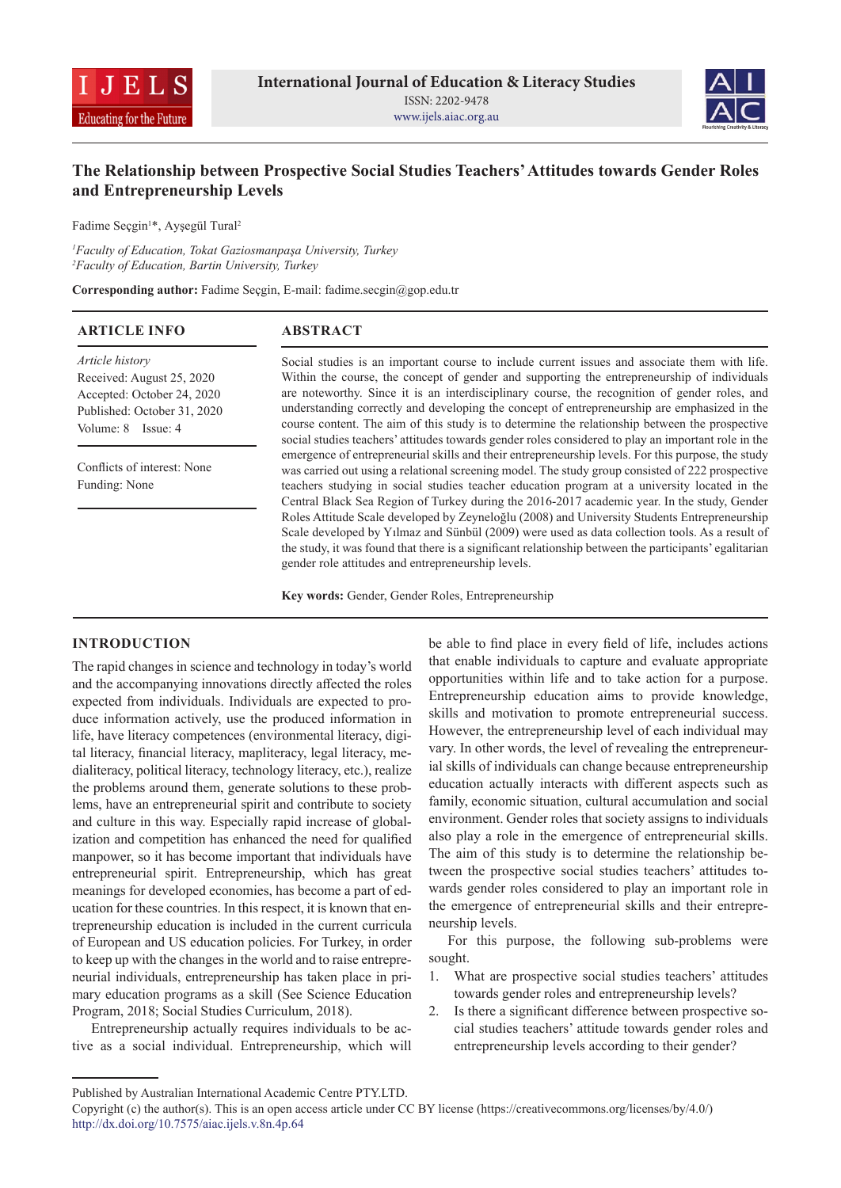# The Relationship between Prospective Social Studies Teachers' Attitudes towards Gender Roles and Entrepreneurship Levels

Fadime Seçgin[1]*, Ayşegül Tural[2]

[1]*Faculty of Education, Tokat Gaziosmanpaşa University, Turkey*
[2]*Faculty of Education, Bartin University, Turkey*

**Corresponding author:** Fadime Seçgin, E-mail: fadime.secgin@gop.edu.tr

## ARTICLE INFO

*Article history*
Received: August 25, 2020
Accepted: October 24, 2020
Published: October 31, 2020
Volume: 8 Issue: 4

Conflicts of interest: None
Funding: None

## ABSTRACT

Social studies is an important course to include current issues and associate them with life. Within the course, the concept of gender and supporting the entrepreneurship of individuals are noteworthy. Since it is an interdisciplinary course, the recognition of gender roles, and understanding correctly and developing the concept of entrepreneurship are emphasized in the course content. The aim of this study is to determine the relationship between the prospective social studies teachers' attitudes towards gender roles considered to play an important role in the emergence of entrepreneurial skills and their entrepreneurship levels. For this purpose, the study was carried out using a relational screening model. The study group consisted of 222 prospective teachers studying in social studies teacher education program at a university located in the Central Black Sea Region of Turkey during the 2016-2017 academic year. In the study, Gender Roles Attitude Scale developed by Zeyneloğlu (2008) and University Students Entrepreneurship Scale developed by Yılmaz and Sünbül (2009) were used as data collection tools. As a result of the study, it was found that there is a significant relationship between the participants' egalitarian gender role attitudes and entrepreneurship levels.

**Key words:** Gender, Gender Roles, Entrepreneurship

## INTRODUCTION

The rapid changes in science and technology in today's world and the accompanying innovations directly affected the roles expected from individuals. Individuals are expected to produce information actively, use the produced information in life, have literacy competences (environmental literacy, digital literacy, financial literacy, mapliteracy, legal literacy, medialiteracy, political literacy, technology literacy, etc.), realize the problems around them, generate solutions to these problems, have an entrepreneurial spirit and contribute to society and culture in this way. Especially rapid increase of globalization and competition has enhanced the need for qualified manpower, so it has become important that individuals have entrepreneurial spirit. Entrepreneurship, which has great meanings for developed economies, has become a part of education for these countries. In this respect, it is known that entrepreneurship education is included in the current curricula of European and US education policies. For Turkey, in order to keep up with the changes in the world and to raise entrepreneurial individuals, entrepreneurship has taken place in primary education programs as a skill (See Science Education Program, 2018; Social Studies Curriculum, 2018).

Entrepreneurship actually requires individuals to be active as a social individual. Entrepreneurship, which will be able to find place in every field of life, includes actions that enable individuals to capture and evaluate appropriate opportunities within life and to take action for a purpose. Entrepreneurship education aims to provide knowledge, skills and motivation to promote entrepreneurial success. However, the entrepreneurship level of each individual may vary. In other words, the level of revealing the entrepreneurial skills of individuals can change because entrepreneurship education actually interacts with different aspects such as family, economic situation, cultural accumulation and social environment. Gender roles that society assigns to individuals also play a role in the emergence of entrepreneurial skills. The aim of this study is to determine the relationship between the prospective social studies teachers' attitudes towards gender roles considered to play an important role in the emergence of entrepreneurial skills and their entrepreneurship levels.

For this purpose, the following sub-problems were sought.

1. What are prospective social studies teachers' attitudes towards gender roles and entrepreneurship levels?
2. Is there a significant difference between prospective social studies teachers' attitude towards gender roles and entrepreneurship levels according to their gender?

---

Published by Australian International Academic Centre PTY.LTD.
Copyright (c) the author(s). This is an open access article under CC BY license (https://creativecommons.org/licenses/by/4.0/)
http://dx.doi.org/10.7575/aiac.ijels.v.8n.4p.64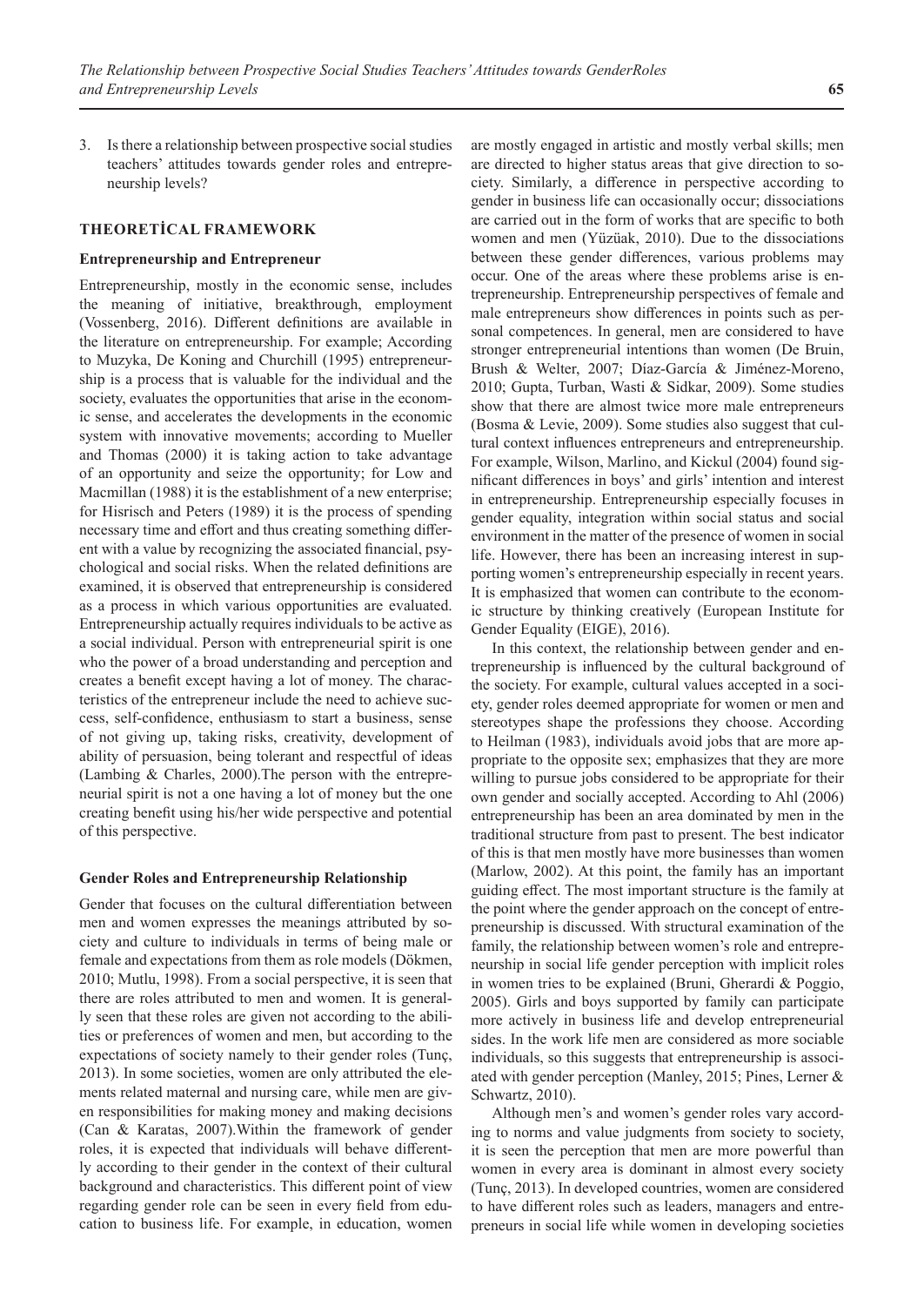3. Is there a relationship between prospective social studies teachers' attitudes towards gender roles and entrepreneurship levels?

## THEORETİCAL FRAMEWORK

### Entrepreneurship and Entrepreneur

Entrepreneurship, mostly in the economic sense, includes the meaning of initiative, breakthrough, employment (Vossenberg, 2016). Different definitions are available in the literature on entrepreneurship. For example; According to Muzyka, De Koning and Churchill (1995) entrepreneurship is a process that is valuable for the individual and the society, evaluates the opportunities that arise in the economic sense, and accelerates the developments in the economic system with innovative movements; according to Mueller and Thomas (2000) it is taking action to take advantage of an opportunity and seize the opportunity; for Low and Macmillan (1988) it is the establishment of a new enterprise; for Hisrisch and Peters (1989) it is the process of spending necessary time and effort and thus creating something different with a value by recognizing the associated financial, psychological and social risks. When the related definitions are examined, it is observed that entrepreneurship is considered as a process in which various opportunities are evaluated. Entrepreneurship actually requires individuals to be active as a social individual. Person with entrepreneurial spirit is one who the power of a broad understanding and perception and creates a benefit except having a lot of money. The characteristics of the entrepreneur include the need to achieve success, self-confidence, enthusiasm to start a business, sense of not giving up, taking risks, creativity, development of ability of persuasion, being tolerant and respectful of ideas (Lambing & Charles, 2000).The person with the entrepreneurial spirit is not a one having a lot of money but the one creating benefit using his/her wide perspective and potential of this perspective.

### Gender Roles and Entrepreneurship Relationship

Gender that focuses on the cultural differentiation between men and women expresses the meanings attributed by society and culture to individuals in terms of being male or female and expectations from them as role models (Dökmen, 2010; Mutlu, 1998). From a social perspective, it is seen that there are roles attributed to men and women. It is generally seen that these roles are given not according to the abilities or preferences of women and men, but according to the expectations of society namely to their gender roles (Tunç, 2013). In some societies, women are only attributed the elements related maternal and nursing care, while men are given responsibilities for making money and making decisions (Can & Karatas, 2007).Within the framework of gender roles, it is expected that individuals will behave differently according to their gender in the context of their cultural background and characteristics. This different point of view regarding gender role can be seen in every field from education to business life. For example, in education, women are mostly engaged in artistic and mostly verbal skills; men are directed to higher status areas that give direction to society. Similarly, a difference in perspective according to gender in business life can occasionally occur; dissociations are carried out in the form of works that are specific to both women and men (Yüzüak, 2010). Due to the dissociations between these gender differences, various problems may occur. One of the areas where these problems arise is entrepreneurship. Entrepreneurship perspectives of female and male entrepreneurs show differences in points such as personal competences. In general, men are considered to have stronger entrepreneurial intentions than women (De Bruin, Brush & Welter, 2007; Díaz-García & Jiménez-Moreno, 2010; Gupta, Turban, Wasti & Sidkar, 2009). Some studies show that there are almost twice more male entrepreneurs (Bosma & Levie, 2009). Some studies also suggest that cultural context influences entrepreneurs and entrepreneurship. For example, Wilson, Marlino, and Kickul (2004) found significant differences in boys' and girls' intention and interest in entrepreneurship. Entrepreneurship especially focuses in gender equality, integration within social status and social environment in the matter of the presence of women in social life. However, there has been an increasing interest in supporting women's entrepreneurship especially in recent years. It is emphasized that women can contribute to the economic structure by thinking creatively (European Institute for Gender Equality (EIGE), 2016).

In this context, the relationship between gender and entrepreneurship is influenced by the cultural background of the society. For example, cultural values accepted in a society, gender roles deemed appropriate for women or men and stereotypes shape the professions they choose. According to Heilman (1983), individuals avoid jobs that are more appropriate to the opposite sex; emphasizes that they are more willing to pursue jobs considered to be appropriate for their own gender and socially accepted. According to Ahl (2006) entrepreneurship has been an area dominated by men in the traditional structure from past to present. The best indicator of this is that men mostly have more businesses than women (Marlow, 2002). At this point, the family has an important guiding effect. The most important structure is the family at the point where the gender approach on the concept of entrepreneurship is discussed. With structural examination of the family, the relationship between women's role and entrepreneurship in social life gender perception with implicit roles in women tries to be explained (Bruni, Gherardi & Poggio, 2005). Girls and boys supported by family can participate more actively in business life and develop entrepreneurial sides. In the work life men are considered as more sociable individuals, so this suggests that entrepreneurship is associated with gender perception (Manley, 2015; Pines, Lerner & Schwartz, 2010).

Although men's and women's gender roles vary according to norms and value judgments from society to society, it is seen the perception that men are more powerful than women in every area is dominant in almost every society (Tunç, 2013). In developed countries, women are considered to have different roles such as leaders, managers and entrepreneurs in social life while women in developing societies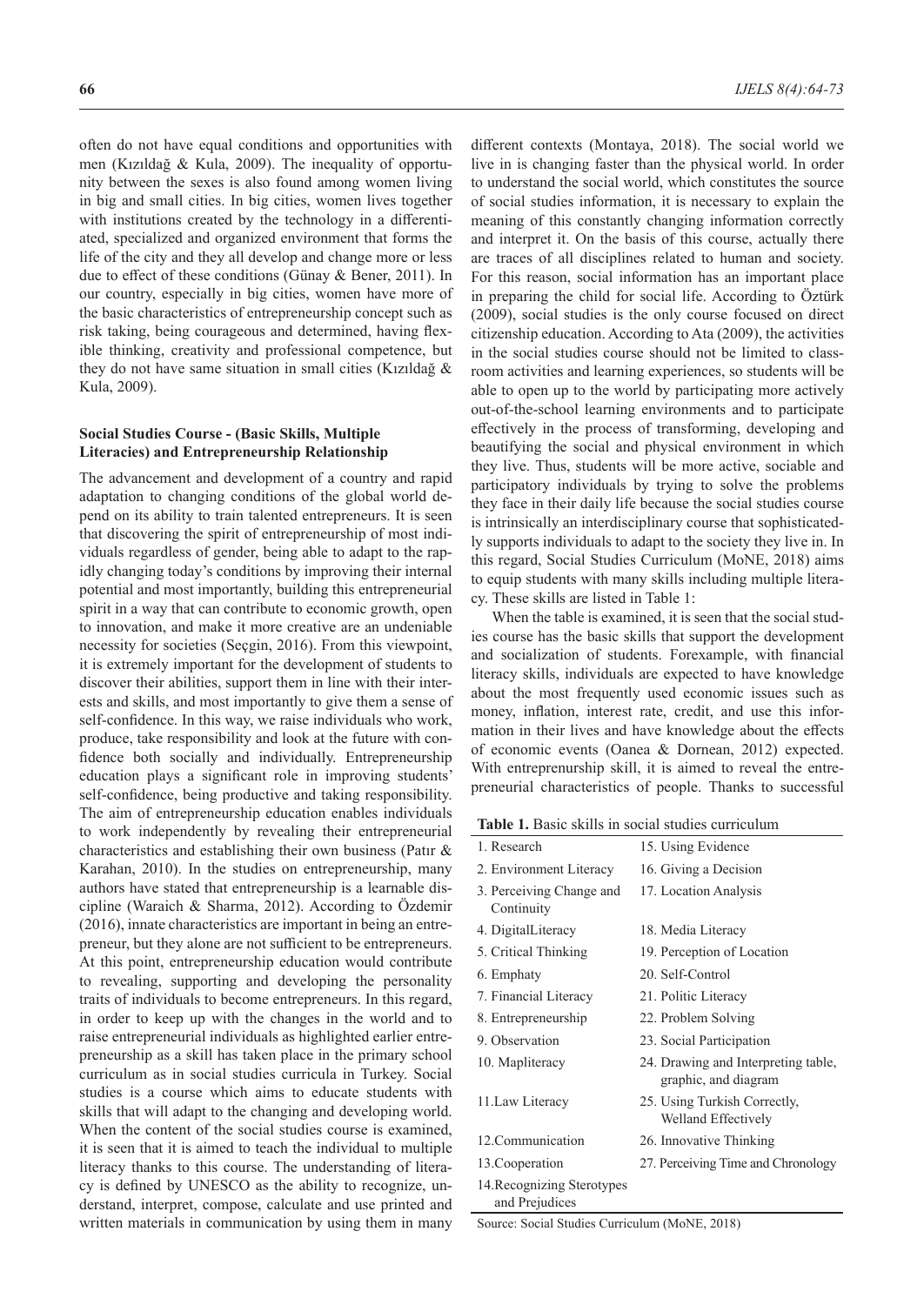often do not have equal conditions and opportunities with men (Kızıldağ & Kula, 2009). The inequality of opportunity between the sexes is also found among women living in big and small cities. In big cities, women lives together with institutions created by the technology in a differentiated, specialized and organized environment that forms the life of the city and they all develop and change more or less due to effect of these conditions (Günay & Bener, 2011). In our country, especially in big cities, women have more of the basic characteristics of entrepreneurship concept such as risk taking, being courageous and determined, having flexible thinking, creativity and professional competence, but they do not have same situation in small cities (Kızıldağ & Kula, 2009).

### Social Studies Course - (Basic Skills, Multiple Literacies) and Entrepreneurship Relationship

The advancement and development of a country and rapid adaptation to changing conditions of the global world depend on its ability to train talented entrepreneurs. It is seen that discovering the spirit of entrepreneurship of most individuals regardless of gender, being able to adapt to the rapidly changing today's conditions by improving their internal potential and most importantly, building this entrepreneurial spirit in a way that can contribute to economic growth, open to innovation, and make it more creative are an undeniable necessity for societies (Seçgin, 2016). From this viewpoint, it is extremely important for the development of students to discover their abilities, support them in line with their interests and skills, and most importantly to give them a sense of self-confidence. In this way, we raise individuals who work, produce, take responsibility and look at the future with confidence both socially and individually. Entrepreneurship education plays a significant role in improving students' self-confidence, being productive and taking responsibility. The aim of entrepreneurship education enables individuals to work independently by revealing their entrepreneurial characteristics and establishing their own business (Patır & Karahan, 2010). In the studies on entrepreneurship, many authors have stated that entrepreneurship is a learnable discipline (Waraich & Sharma, 2012). According to Özdemir (2016), innate characteristics are important in being an entrepreneur, but they alone are not sufficient to be entrepreneurs. At this point, entrepreneurship education would contribute to revealing, supporting and developing the personality traits of individuals to become entrepreneurs. In this regard, in order to keep up with the changes in the world and to raise entrepreneurial individuals as highlighted earlier entrepreneurship as a skill has taken place in the primary school curriculum as in social studies curricula in Turkey. Social studies is a course which aims to educate students with skills that will adapt to the changing and developing world. When the content of the social studies course is examined, it is seen that it is aimed to teach the individual to multiple literacy thanks to this course. The understanding of literacy is defined by UNESCO as the ability to recognize, understand, interpret, compose, calculate and use printed and written materials in communication by using them in many different contexts (Montaya, 2018). The social world we live in is changing faster than the physical world. In order to understand the social world, which constitutes the source of social studies information, it is necessary to explain the meaning of this constantly changing information correctly and interpret it. On the basis of this course, actually there are traces of all disciplines related to human and society. For this reason, social information has an important place in preparing the child for social life. According to Öztürk (2009), social studies is the only course focused on direct citizenship education. According to Ata (2009), the activities in the social studies course should not be limited to classroom activities and learning experiences, so students will be able to open up to the world by participating more actively out-of-the-school learning environments and to participate effectively in the process of transforming, developing and beautifying the social and physical environment in which they live. Thus, students will be more active, sociable and participatory individuals by trying to solve the problems they face in their daily life because the social studies course is intrinsically an interdisciplinary course that sophisticatedly supports individuals to adapt to the society they live in. In this regard, Social Studies Curriculum (MoNE, 2018) aims to equip students with many skills including multiple literacy. These skills are listed in Table 1:

When the table is examined, it is seen that the social studies course has the basic skills that support the development and socialization of students. Forexample, with financial literacy skills, individuals are expected to have knowledge about the most frequently used economic issues such as money, inflation, interest rate, credit, and use this information in their lives and have knowledge about the effects of economic events (Oanea & Dornean, 2012) expected. With entreprenurship skill, it is aimed to reveal the entrepreneurial characteristics of people. Thanks to successful

**Table 1.** Basic skills in social studies curriculum

| | |
|---|---|
| 1. Research | 15. Using Evidence |
| 2. Environment Literacy | 16. Giving a Decision |
| 3. Perceiving Change and Continuity | 17. Location Analysis |
| 4. DigitalLiteracy | 18. Media Literacy |
| 5. Critical Thinking | 19. Perception of Location |
| 6. Emphaty | 20. Self-Control |
| 7. Financial Literacy | 21. Politic Literacy |
| 8. Entrepreneurship | 22. Problem Solving |
| 9. Observation | 23. Social Participation |
| 10. Mapliteracy | 24. Drawing and Interpreting table, graphic, and diagram |
| 11.Law Literacy | 25. Using Turkish Correctly, Welland Effectively |
| 12.Communication | 26. Innovative Thinking |
| 13.Cooperation | 27. Perceiving Time and Chronology |
| 14.Recognizing Sterotypes and Prejudices | |

Source: Social Studies Curriculum (MoNE, 2018)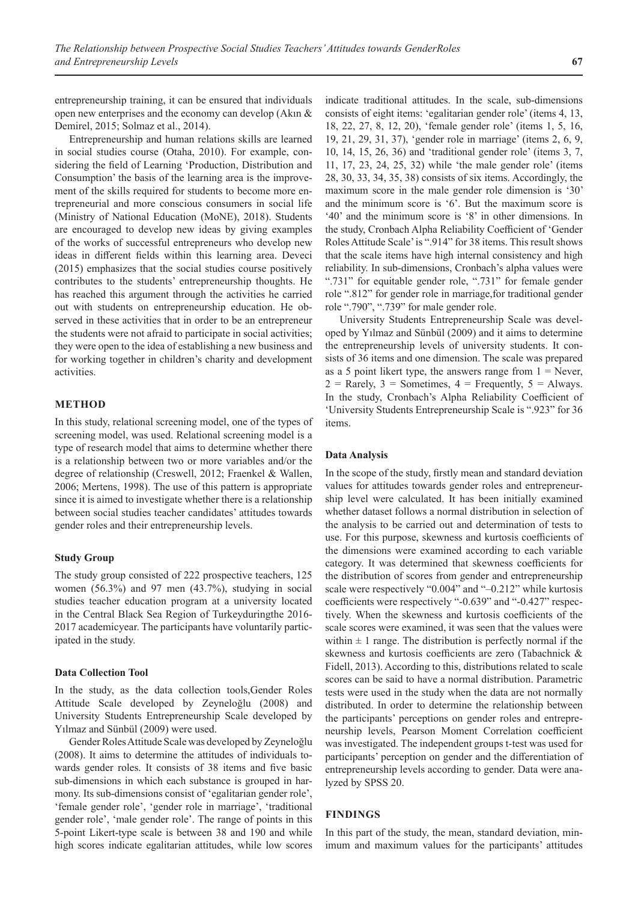entrepreneurship training, it can be ensured that individuals open new enterprises and the economy can develop (Akın & Demirel, 2015; Solmaz et al., 2014).

Entrepreneurship and human relations skills are learned in social studies course (Otaha, 2010). For example, considering the field of Learning 'Production, Distribution and Consumption' the basis of the learning area is the improvement of the skills required for students to become more entrepreneurial and more conscious consumers in social life (Ministry of National Education (MoNE), 2018). Students are encouraged to develop new ideas by giving examples of the works of successful entrepreneurs who develop new ideas in different fields within this learning area. Deveci (2015) emphasizes that the social studies course positively contributes to the students' entrepreneurship thoughts. He has reached this argument through the activities he carried out with students on entrepreneurship education. He observed in these activities that in order to be an entrepreneur the students were not afraid to participate in social activities; they were open to the idea of establishing a new business and for working together in children's charity and development activities.

## METHOD

In this study, relational screening model, one of the types of screening model, was used. Relational screening model is a type of research model that aims to determine whether there is a relationship between two or more variables and/or the degree of relationship (Creswell, 2012; Fraenkel & Wallen, 2006; Mertens, 1998). The use of this pattern is appropriate since it is aimed to investigate whether there is a relationship between social studies teacher candidates' attitudes towards gender roles and their entrepreneurship levels.

### Study Group

The study group consisted of 222 prospective teachers, 125 women (56.3%) and 97 men (43.7%), studying in social studies teacher education program at a university located in the Central Black Sea Region of Turkeyduringthe 2016-2017 academicyear. The participants have voluntarily participated in the study.

### Data Collection Tool

In the study, as the data collection tools,Gender Roles Attitude Scale developed by Zeyneloğlu (2008) and University Students Entrepreneurship Scale developed by Yılmaz and Sünbül (2009) were used.

Gender Roles Attitude Scale was developed by Zeyneloğlu (2008). It aims to determine the attitudes of individuals towards gender roles. It consists of 38 items and five basic sub-dimensions in which each substance is grouped in harmony. Its sub-dimensions consist of 'egalitarian gender role', 'female gender role', 'gender role in marriage', 'traditional gender role', 'male gender role'. The range of points in this 5-point Likert-type scale is between 38 and 190 and while high scores indicate egalitarian attitudes, while low scores indicate traditional attitudes. In the scale, sub-dimensions consists of eight items: 'egalitarian gender role' (items 4, 13, 18, 22, 27, 8, 12, 20), 'female gender role' (items 1, 5, 16, 19, 21, 29, 31, 37), 'gender role in marriage' (items 2, 6, 9, 10, 14, 15, 26, 36) and 'traditional gender role' (items 3, 7, 11, 17, 23, 24, 25, 32) while 'the male gender role' (items 28, 30, 33, 34, 35, 38) consists of six items. Accordingly, the maximum score in the male gender role dimension is '30' and the minimum score is '6'. But the maximum score is '40' and the minimum score is '8' in other dimensions. In the study, Cronbach Alpha Reliability Coefficient of 'Gender Roles Attitude Scale' is ".914" for 38 items. This result shows that the scale items have high internal consistency and high reliability. In sub-dimensions, Cronbach's alpha values were ".731" for equitable gender role, ".731" for female gender role ".812" for gender role in marriage,for traditional gender role ".790", ".739" for male gender role.

University Students Entrepreneurship Scale was developed by Yılmaz and Sünbül (2009) and it aims to determine the entrepreneurship levels of university students. It consists of 36 items and one dimension. The scale was prepared as a 5 point likert type, the answers range from 1 = Never, 2 = Rarely, 3 = Sometimes, 4 = Frequently, 5 = Always. In the study, Cronbach's Alpha Reliability Coefficient of 'University Students Entrepreneurship Scale is ".923" for 36 items.

### Data Analysis

In the scope of the study, firstly mean and standard deviation values for attitudes towards gender roles and entrepreneurship level were calculated. It has been initially examined whether dataset follows a normal distribution in selection of the analysis to be carried out and determination of tests to use. For this purpose, skewness and kurtosis coefficients of the dimensions were examined according to each variable category. It was determined that skewness coefficients for the distribution of scores from gender and entrepreneurship scale were respectively "0.004" and "–0.212" while kurtosis coefficients were respectively "-0.639" and "-0.427" respectively. When the skewness and kurtosis coefficients of the scale scores were examined, it was seen that the values were within ± 1 range. The distribution is perfectly normal if the skewness and kurtosis coefficients are zero (Tabachnick & Fidell, 2013). According to this, distributions related to scale scores can be said to have a normal distribution. Parametric tests were used in the study when the data are not normally distributed. In order to determine the relationship between the participants' perceptions on gender roles and entrepreneurship levels, Pearson Moment Correlation coefficient was investigated. The independent groups t-test was used for participants' perception on gender and the differentiation of entrepreneurship levels according to gender. Data were analyzed by SPSS 20.

## FINDINGS

In this part of the study, the mean, standard deviation, minimum and maximum values for the participants' attitudes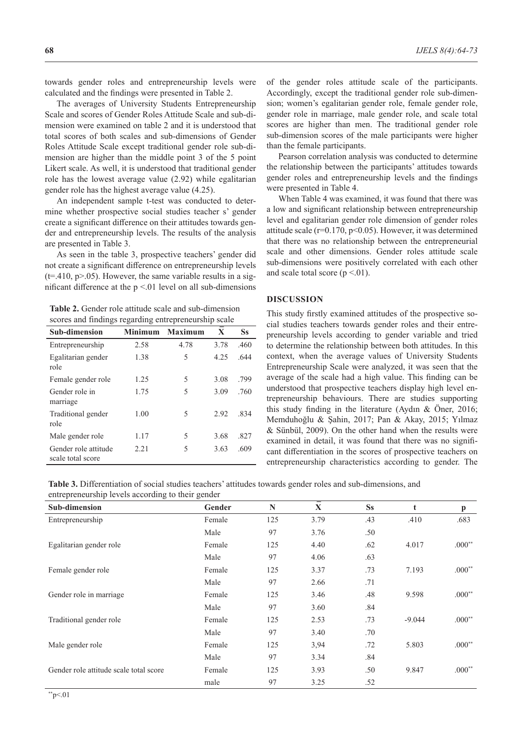towards gender roles and entrepreneurship levels were calculated and the findings were presented in Table 2.

The averages of University Students Entrepreneurship Scale and scores of Gender Roles Attitude Scale and sub-dimension were examined on table 2 and it is understood that total scores of both scales and sub-dimensions of Gender Roles Attitude Scale except traditional gender role sub-dimension are higher than the middle point 3 of the 5 point Likert scale. As well, it is understood that traditional gender role has the lowest average value (2.92) while egalitarian gender role has the highest average value (4.25).

An independent sample t-test was conducted to determine whether prospective social studies teacher s' gender create a significant difference on their attitudes towards gender and entrepreneurship levels. The results of the analysis are presented in Table 3.

As seen in the table 3, prospective teachers' gender did not create a significant difference on entrepreneurship levels ($t=.410$, $p>.05$). However, the same variable results in a significant difference at the $p<.01$ level on all sub-dimensions of the gender roles attitude scale of the participants. Accordingly, except the traditional gender role sub-dimension; women's egalitarian gender role, female gender role, gender role in marriage, male gender role, and scale total scores are higher than men. The traditional gender role sub-dimension scores of the male participants were higher than the female participants.

Pearson correlation analysis was conducted to determine the relationship between the participants' attitudes towards gender roles and entrepreneurship levels and the findings were presented in Table 4.

When Table 4 was examined, it was found that there was a low and significant relationship between entrepreneurship level and egalitarian gender role dimension of gender roles attitude scale ($r=0.170$, $p<0.05$). However, it was determined that there was no relationship between the entrepreneurial scale and other dimensions. Gender roles attitude scale sub-dimensions were positively correlated with each other and scale total score ($p<.01$).

**Table 2.** Gender role attitude scale and sub-dimension scores and findings regarding entrepreneurship scale

| Sub-dimension | Minimum | Maximum | $\bar{X}$ | Ss |
|---|---|---|---|---|
| Entrepreneurship | 2.58 | 4.78 | 3.78 | .460 |
| Egalitarian gender role | 1.38 | 5 | 4.25 | .644 |
| Female gender role | 1.25 | 5 | 3.08 | .799 |
| Gender role in marriage | 1.75 | 5 | 3.09 | .760 |
| Traditional gender role | 1.00 | 5 | 2.92 | .834 |
| Male gender role | 1.17 | 5 | 3.68 | .827 |
| Gender role attitude scale total score | 2.21 | 5 | 3.63 | .609 |

## DISCUSSION

This study firstly examined attitudes of the prospective social studies teachers towards gender roles and their entrepreneurship levels according to gender variable and tried to determine the relationship between both attitudes. In this context, when the average values of University Students Entrepreneurship Scale were analyzed, it was seen that the average of the scale had a high value. This finding can be understood that prospective teachers display high level entrepreneurship behaviours. There are studies supporting this study finding in the literature (Aydın & Öner, 2016; Memduhoğlu & Şahin, 2017; Pan & Akay, 2015; Yılmaz & Sünbül, 2009). On the other hand when the results were examined in detail, it was found that there was no significant differentiation in the scores of prospective teachers on entrepreneurship characteristics according to gender. The

**Table 3.** Differentiation of social studies teachers' attitudes towards gender roles and sub-dimensions, and entrepreneurship levels according to their gender

| Sub-dimension | Gender | N | $\bar{X}$ | Ss | t | p |
|---|---|---|---|---|---|---|
| Entrepreneurship | Female | 125 | 3.79 | .43 | .410 | .683 |
| | Male | 97 | 3.76 | .50 | | |
| Egalitarian gender role | Female | 125 | 4.40 | .62 | 4.017 | .000** |
| | Male | 97 | 4.06 | .63 | | |
| Female gender role | Female | 125 | 3.37 | .73 | 7.193 | .000** |
| | Male | 97 | 2.66 | .71 | | |
| Gender role in marriage | Female | 125 | 3.46 | .48 | 9.598 | .000** |
| | Male | 97 | 3.60 | .84 | | |
| Traditional gender role | Female | 125 | 2.53 | .73 | -9.044 | .000** |
| | Male | 97 | 3.40 | .70 | | |
| Male gender role | Female | 125 | 3,94 | .72 | 5.803 | .000** |
| | Male | 97 | 3.34 | .84 | | |
| Gender role attitude scale total score | Female | 125 | 3.93 | .50 | 9.847 | .000** |
| | male | 97 | 3.25 | .52 | | |

**$p<.01$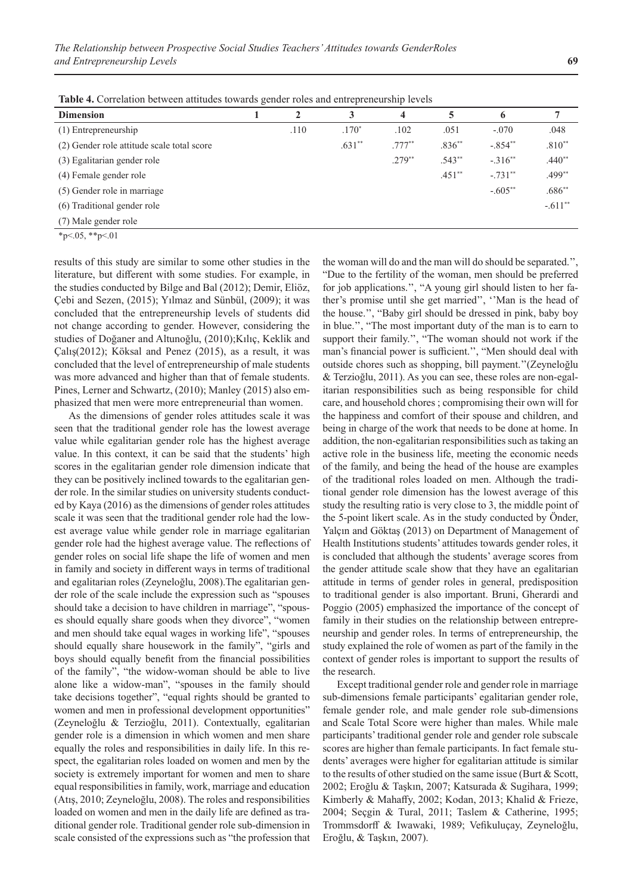**Table 4.** Correlation between attitudes towards gender roles and entrepreneurship levels

| Dimension | 1 | 2 | 3 | 4 | 5 | 6 | 7 |
|---|---|---|---|---|---|---|---|
| (1) Entrepreneurship | | .110 | .170* | .102 | .051 | -.070 | .048 |
| (2) Gender role attitude scale total score | | | .631** | .777** | .836** | -.854** | .810** |
| (3) Egalitarian gender role | | | | .279** | .543** | -.316** | .440** |
| (4) Female gender role | | | | | .451** | -.731** | .499** |
| (5) Gender role in marriage | | | | | | -.605** | .686** |
| (6) Traditional gender role | | | | | | | -.611** |
| (7) Male gender role | | | | | | | |

*p<.05, **p<.01

results of this study are similar to some other studies in the literature, but different with some studies. For example, in the studies conducted by Bilge and Bal (2012); Demir, Eliöz, Çebi and Sezen, (2015); Yılmaz and Sünbül, (2009); it was concluded that the entrepreneurship levels of students did not change according to gender. However, considering the studies of Doğaner and Altunoğlu, (2010);Kılıç, Keklik and Çalış(2012); Köksal and Penez (2015), as a result, it was concluded that the level of entrepreneurship of male students was more advanced and higher than that of female students. Pines, Lerner and Schwartz, (2010); Manley (2015) also emphasized that men were more entrepreneurial than women.

As the dimensions of gender roles attitudes scale it was seen that the traditional gender role has the lowest average value while egalitarian gender role has the highest average value. In this context, it can be said that the students' high scores in the egalitarian gender role dimension indicate that they can be positively inclined towards to the egalitarian gender role. In the similar studies on university students conducted by Kaya (2016) as the dimensions of gender roles attitudes scale it was seen that the traditional gender role had the lowest average value while gender role in marriage egalitarian gender role had the highest average value. The reflections of gender roles on social life shape the life of women and men in family and society in different ways in terms of traditional and egalitarian roles (Zeyneloğlu, 2008).The egalitarian gender role of the scale include the expression such as "spouses should take a decision to have children in marriage", "spouses should equally share goods when they divorce", "women and men should take equal wages in working life", "spouses should equally share housework in the family", "girls and boys should equally benefit from the financial possibilities of the family", "the widow-woman should be able to live alone like a widow-man", "spouses in the family should take decisions together", "equal rights should be granted to women and men in professional development opportunities" (Zeyneloğlu & Terzioğlu, 2011). Contextually, egalitarian gender role is a dimension in which women and men share equally the roles and responsibilities in daily life. In this respect, the egalitarian roles loaded on women and men by the society is extremely important for women and men to share equal responsibilities in family, work, marriage and education (Atış, 2010; Zeyneloğlu, 2008). The roles and responsibilities loaded on women and men in the daily life are defined as traditional gender role. Traditional gender role sub-dimension in scale consisted of the expressions such as "the profession that the woman will do and the man will do should be separated.", "Due to the fertility of the woman, men should be preferred for job applications.", "A young girl should listen to her father's promise until she get married", ''Man is the head of the house.", "Baby girl should be dressed in pink, baby boy in blue.", "The most important duty of the man is to earn to support their family.", "The woman should not work if the man's financial power is sufficient.", "Men should deal with outside chores such as shopping, bill payment."(Zeyneloğlu & Terzioğlu, 2011). As you can see, these roles are non-egalitarian responsibilities such as being responsible for child care, and household chores ; compromising their own will for the happiness and comfort of their spouse and children, and being in charge of the work that needs to be done at home. In addition, the non-egalitarian responsibilities such as taking an active role in the business life, meeting the economic needs of the family, and being the head of the house are examples of the traditional roles loaded on men. Although the traditional gender role dimension has the lowest average of this study the resulting ratio is very close to 3, the middle point of the 5-point likert scale. As in the study conducted by Önder, Yalçın and Göktaş (2013) on Department of Management of Health Institutions students' attitudes towards gender roles, it is concluded that although the students' average scores from the gender attitude scale show that they have an egalitarian attitude in terms of gender roles in general, predisposition to traditional gender is also important. Bruni, Gherardi and Poggio (2005) emphasized the importance of the concept of family in their studies on the relationship between entrepreneurship and gender roles. In terms of entrepreneurship, the study explained the role of women as part of the family in the context of gender roles is important to support the results of the research.

Except traditional gender role and gender role in marriage sub-dimensions female participants' egalitarian gender role, female gender role, and male gender role sub-dimensions and Scale Total Score were higher than males. While male participants' traditional gender role and gender role subscale scores are higher than female participants. In fact female students' averages were higher for egalitarian attitude is similar to the results of other studied on the same issue (Burt & Scott, 2002; Eroğlu & Taşkın, 2007; Katsurada & Sugihara, 1999; Kimberly & Mahaffy, 2002; Kodan, 2013; Khalid & Frieze, 2004; Seçgin & Tural, 2011; Taslem & Catherine, 1995; Trommsdorff & Iwawaki, 1989; Vefikuluçay, Zeyneloğlu, Eroğlu, & Taşkın, 2007).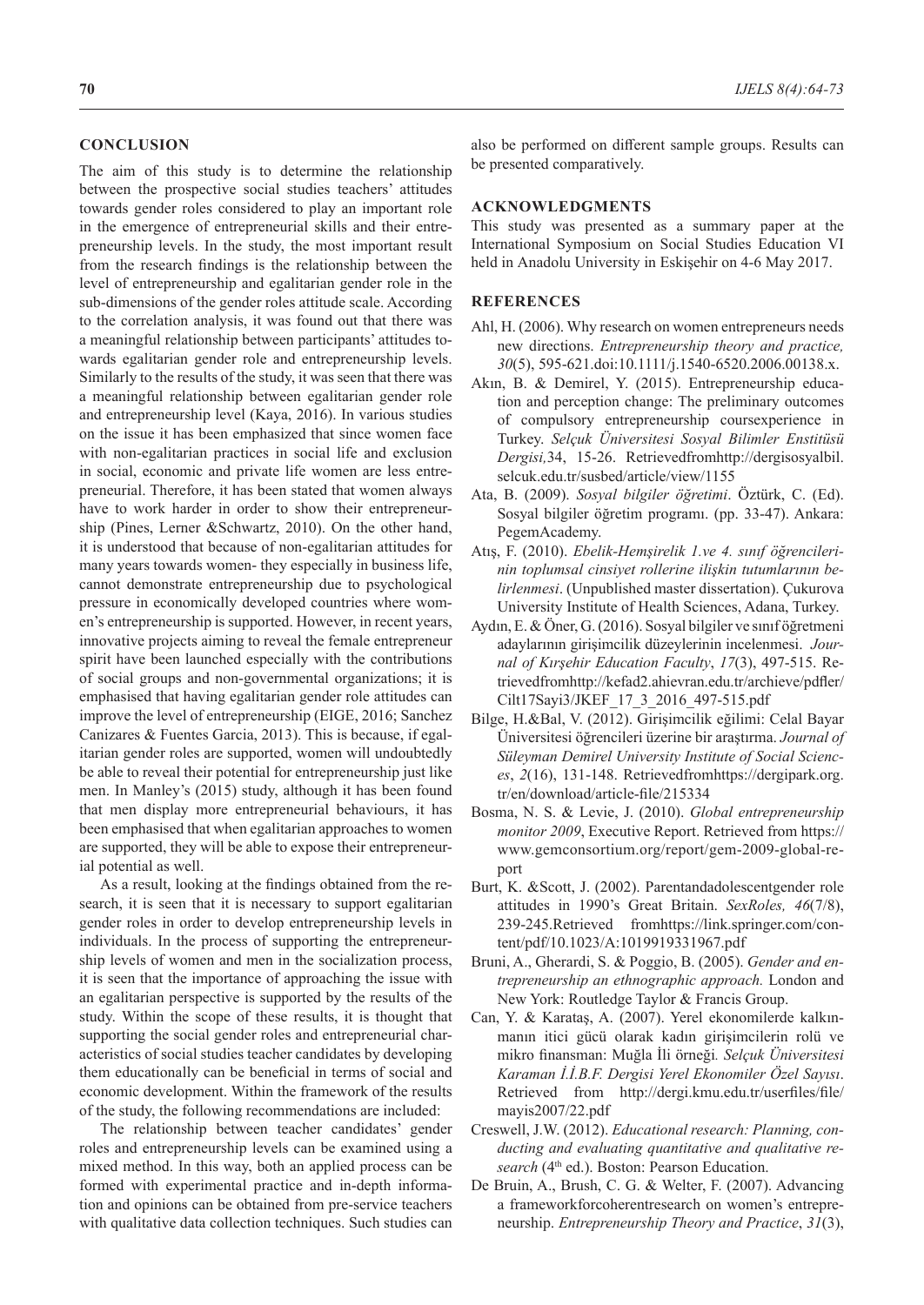## CONCLUSION

The aim of this study is to determine the relationship between the prospective social studies teachers' attitudes towards gender roles considered to play an important role in the emergence of entrepreneurial skills and their entrepreneurship levels. In the study, the most important result from the research findings is the relationship between the level of entrepreneurship and egalitarian gender role in the sub-dimensions of the gender roles attitude scale. According to the correlation analysis, it was found out that there was a meaningful relationship between participants' attitudes towards egalitarian gender role and entrepreneurship levels. Similarly to the results of the study, it was seen that there was a meaningful relationship between egalitarian gender role and entrepreneurship level (Kaya, 2016). In various studies on the issue it has been emphasized that since women face with non-egalitarian practices in social life and exclusion in social, economic and private life women are less entrepreneurial. Therefore, it has been stated that women always have to work harder in order to show their entrepreneurship (Pines, Lerner &Schwartz, 2010). On the other hand, it is understood that because of non-egalitarian attitudes for many years towards women- they especially in business life, cannot demonstrate entrepreneurship due to psychological pressure in economically developed countries where women's entrepreneurship is supported. However, in recent years, innovative projects aiming to reveal the female entrepreneur spirit have been launched especially with the contributions of social groups and non-governmental organizations; it is emphasised that having egalitarian gender role attitudes can improve the level of entrepreneurship (EIGE, 2016; Sanchez Canizares & Fuentes Garcia, 2013). This is because, if egalitarian gender roles are supported, women will undoubtedly be able to reveal their potential for entrepreneurship just like men. In Manley's (2015) study, although it has been found that men display more entrepreneurial behaviours, it has been emphasised that when egalitarian approaches to women are supported, they will be able to expose their entrepreneurial potential as well.

As a result, looking at the findings obtained from the research, it is seen that it is necessary to support egalitarian gender roles in order to develop entrepreneurship levels in individuals. In the process of supporting the entrepreneurship levels of women and men in the socialization process, it is seen that the importance of approaching the issue with an egalitarian perspective is supported by the results of the study. Within the scope of these results, it is thought that supporting the social gender roles and entrepreneurial characteristics of social studies teacher candidates by developing them educationally can be beneficial in terms of social and economic development. Within the framework of the results of the study, the following recommendations are included:

The relationship between teacher candidates' gender roles and entrepreneurship levels can be examined using a mixed method. In this way, both an applied process can be formed with experimental practice and in-depth information and opinions can be obtained from pre-service teachers with qualitative data collection techniques. Such studies can also be performed on different sample groups. Results can be presented comparatively.

## ACKNOWLEDGMENTS

This study was presented as a summary paper at the International Symposium on Social Studies Education VI held in Anadolu University in Eskişehir on 4-6 May 2017.

## REFERENCES

Ahl, H. (2006). Why research on women entrepreneurs needs new directions. *Entrepreneurship theory and practice, 30*(5), 595-621.doi:10.1111/j.1540-6520.2006.00138.x.

Akın, B. & Demirel, Y. (2015). Entrepreneurship education and perception change: The preliminary outcomes of compulsory entrepreneurship coursexperience in Turkey. *Selçuk Üniversitesi Sosyal Bilimler Enstitüsü Dergisi,*34, 15-26. Retrievedfromhttp://dergisosyalbil.selcuk.edu.tr/susbed/article/view/1155

Ata, B. (2009). *Sosyal bilgiler öğretimi*. Öztürk, C. (Ed). Sosyal bilgiler öğretim programı. (pp. 33-47). Ankara: PegemAcademy.

Atış, F. (2010). *Ebelik-Hemşirelik 1.ve 4. sınıf öğrencilerinin toplumsal cinsiyet rollerine ilişkin tutumlarının belirlenmesi*. (Unpublished master dissertation). Çukurova University Institute of Health Sciences, Adana, Turkey.

Aydın, E. & Öner, G. (2016). Sosyal bilgiler ve sınıf öğretmeni adaylarının girişimcilik düzeylerinin incelenmesi. *Journal of Kırşehir Education Faculty*, *17*(3), 497-515. Retrievedfromhttp://kefad2.ahievran.edu.tr/archieve/pdfler/Cilt17Sayi3/JKEF_17_3_2016_497-515.pdf

Bilge, H.&Bal, V. (2012). Girişimcilik eğilimi: Celal Bayar Üniversitesi öğrencileri üzerine bir araştırma. *Journal of Süleyman Demirel University Institute of Social Sciences*, *2*(16), 131-148. Retrievedfromhttps://dergipark.org.tr/en/download/article-file/215334

Bosma, N. S. & Levie, J. (2010). *Global entrepreneurship monitor 2009*, Executive Report. Retrieved from https://www.gemconsortium.org/report/gem-2009-global-report

Burt, K. &Scott, J. (2002). Parentandadolescentgender role attitudes in 1990's Great Britain. *SexRoles, 46*(7/8), 239-245.Retrieved fromhttps://link.springer.com/content/pdf/10.1023/A:1019919331967.pdf

Bruni, A., Gherardi, S. & Poggio, B. (2005). *Gender and entrepreneurship an ethnographic approach.* London and New York: Routledge Taylor & Francis Group.

Can, Y. & Karataş, A. (2007). Yerel ekonomilerde kalkınmanın itici gücü olarak kadın girişimcilerin rolü ve mikro finansman: Muğla İli örneği*. Selçuk Üniversitesi Karaman İ.İ.B.F. Dergisi Yerel Ekonomiler Özel Sayısı*. Retrieved from http://dergi.kmu.edu.tr/userfiles/file/mayis2007/22.pdf

Creswell, J.W. (2012). *Educational research: Planning, conducting and evaluating quantitative and qualitative research* (4th ed.). Boston: Pearson Education.

De Bruin, A., Brush, C. G. & Welter, F. (2007). Advancing a frameworkforcoherentresearch on women's entrepreneurship. *Entrepreneurship Theory and Practice*, *31*(3),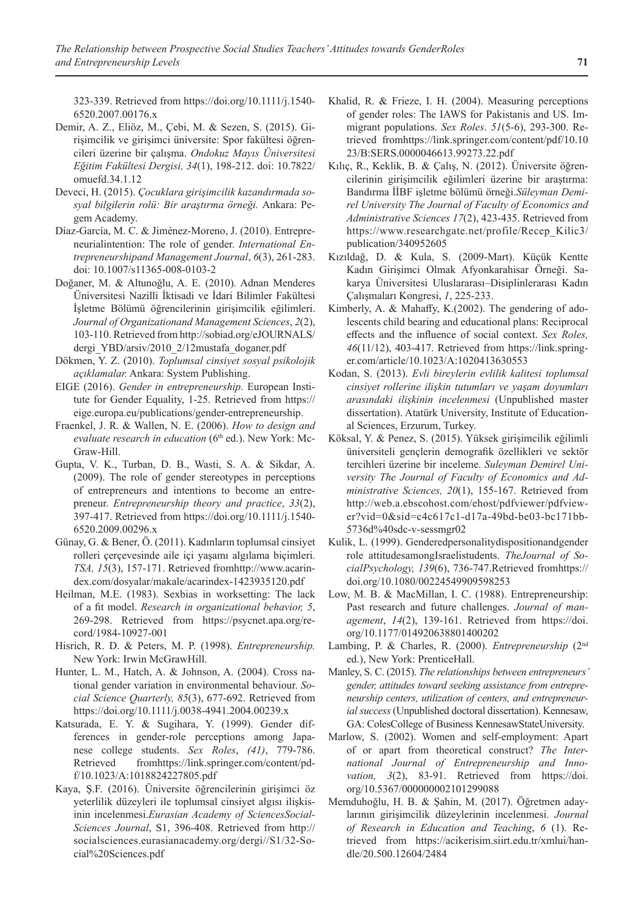323-339. Retrieved from https://doi.org/10.1111/j.1540-6520.2007.00176.x

Demir, A. Z., Eliöz, M., Çebi, M. & Sezen, S. (2015). Girişimcilik ve girişimci üniversite: Spor fakültesi öğrencileri üzerine bir çalışma. *Ondokuz Mayıs Üniversitesi Eğitim Fakültesi Dergisi, 34*(1), 198-212. doi: 10.7822/omuefd.34.1.12

Deveci, H. (2015). *Çocuklara girişimcilik kazandırmada sosyal bilgilerin rolü: Bir araştırma örneği.* Ankara: Pegem Academy.

Díaz-García, M. C. & Jiménez-Moreno, J. (2010). Entrepreneurialintention: The role of gender. *International Entrepreneurshipand Management Journal*, *6*(3), 261-283. doi: 10.1007/s11365-008-0103-2

Doğaner, M. & Altunoğlu, A. E. (2010). Adnan Menderes Üniversitesi Nazilli İktisadi ve İdari Bilimler Fakültesi İşletme Bölümü öğrencilerinin girişimcilik eğilimleri. *Journal of Organizationand Management Sciences*, *2*(2), 103-110. Retrieved from http://sobiad.org/eJOURNALS/dergi_YBD/arsiv/2010_2/12mustafa_doganer.pdf

Dökmen, Y. Z. (2010). *Toplumsal cinsiyet sosyal psikolojik açıklamalar.* Ankara: System Publishing.

EIGE (2016). *Gender in entrepreneurship*. European Institute for Gender Equality, 1-25. Retrieved from https://eige.europa.eu/publications/gender-entrepreneurship.

Fraenkel, J. R. & Wallen, N. E. (2006). *How to design and evaluate research in education* (6th ed.). New York: McGraw-Hill.

Gupta, V. K., Turban, D. B., Wasti, S. A. & Sikdar, A. (2009). The role of gender stereotypes in perceptions of entrepreneurs and intentions to become an entrepreneur. *Entrepreneurship theory and practice*, *33*(2), 397-417. Retrieved from https://doi.org/10.1111/j.1540-6520.2009.00296.x

Günay, G. & Bener, Ö. (2011). Kadınların toplumsal cinsiyet rolleri çerçevesinde aile içi yaşamı algılama biçimleri. *TSA, 15*(3), 157-171. Retrieved fromhttp://www.acarindex.com/dosyalar/makale/acarindex-1423935120.pdf

Heilman, M.E. (1983). Sexbias in worksetting: The lack of a fit model. *Research in organizational behavior, 5*, 269-298. Retrieved from https://psycnet.apa.org/record/1984-10927-001

Hisrich, R. D. & Peters, M. P. (1998). *Entrepreneurship.* New York: Irwin McGrawHill.

Hunter, L. M., Hatch, A. & Johnson, A. (2004). Cross national gender variation in environmental behaviour. *Social Science Quarterly, 85*(3), 677-692. Retrieved from https://doi.org/10.1111/j.0038-4941.2004.00239.x

Katsurada, E. Y. & Sugihara, Y. (1999). Gender differences in gender-role perceptions among Japanese college students. *Sex Roles*, *(41)*, 779-786. Retrieved fromhttps://link.springer.com/content/pdf/10.1023/A:1018824227805.pdf

Kaya, Ş.F. (2016). Üniversite öğrencilerinin girişimci öz yeterlilik düzeyleri ile toplumsal cinsiyet algısı ilişkisinin incelenmesi.*Eurasian Academy of SciencesSocial-Sciences Journal*, S1, 396-408. Retrieved from http://socialsciences.eurasianacademy.org/dergi//S1/32-Social%20Sciences.pdf

Khalid, R. & Frieze, I. H. (2004). Measuring perceptions of gender roles: The IAWS for Pakistanis and US. Immigrant populations. *Sex Roles*. *51*(5-6), 293-300. Retrieved fromhttps://link.springer.com/content/pdf/10.1023/B:SERS.0000046613.99273.22.pdf

Kılıç, R., Keklik, B. & Çalış, N. (2012). Üniversite öğrencilerinin girişimcilik eğilimleri üzerine bir araştırma: Bandırma İİBF işletme bölümü örneği.*Süleyman Demirel University The Journal of Faculty of Economics and Administrative Sciences 17*(2), 423-435. Retrieved from https://www.researchgate.net/profile/Recep_Kilic3/publication/340952605

Kızıldağ, D. & Kula, S. (2009-Mart). Küçük Kentte Kadın Girişimci Olmak Afyonkarahisar Örneği. Sakarya Üniversitesi Uluslararası–Disiplinlerarası Kadın Çalışmaları Kongresi, *1*, 225-233.

Kimberly, A. & Mahaffy, K.(2002). The gendering of adolescents child bearing and educational plans: Reciprocal effects and the influence of social context. *Sex Roles, 46*(11/12), 403-417. Retrieved from https://link.springer.com/article/10.1023/A:1020413630553

Kodan, S. (2013). *Evli bireylerin evlilik kalitesi toplumsal cinsiyet rollerine ilişkin tutumları ve yaşam doyumları arasındaki ilişkinin incelenmesi* (Unpublished master dissertation). Atatürk University, Institute of Educational Sciences, Erzurum, Turkey.

Köksal, Y. & Penez, S. (2015). Yüksek girişimcilik eğilimli üniversiteli gençlerin demografik özellikleri ve sektör tercihleri üzerine bir inceleme. *Suleyman Demirel University The Journal of Faculty of Economics and Administrative Sciences, 20*(1), 155-167. Retrieved from http://web.a.ebscohost.com/ehost/pdfviewer/pdfviewer?vid=0&sid=c4c617c1-d17a-49bd-be03-bc171bb-5736d%40sdc-v-sessmgr02

Kulik, L. (1999). Genderedpersonalitydispositionandgender role attitudesamongIsraelistudents. *TheJournal of SocialPsychology, 139*(6), 736-747.Retrieved fromhttps://doi.org/10.1080/00224549909598253

Low, M. B. & MacMillan, I. C. (1988). Entrepreneurship: Past research and future challenges. *Journal of management*, *14*(2), 139-161. Retrieved from https://doi.org/10.1177/014920638801400202

Lambing, P. & Charles, R. (2000). *Entrepreneurship* (2nd ed.), New York: PrenticeHall.

Manley, S. C. (2015). *The relationships between entrepreneurs' gender, attitudes toward seeking assistance from entrepreneurship centers, utilization of centers, and entrepreneurial success* (Unpublished doctoral dissertation). Kennesaw, GA: ColesCollege of Business KennesawStateUniversity.

Marlow, S. (2002). Women and self-employment: Apart of or apart from theoretical construct? *The International Journal of Entrepreneurship and Innovation, 3*(2), 83-91. Retrieved from https://doi.org/10.5367/000000002101299088

Memduhoğlu, H. B. & Şahin, M. (2017). Öğretmen adaylarının girişimcilik düzeylerinin incelenmesi. *Journal of Research in Education and Teaching*, *6* (1). Retrieved from https://acikerisim.siirt.edu.tr/xmlui/handle/20.500.12604/2484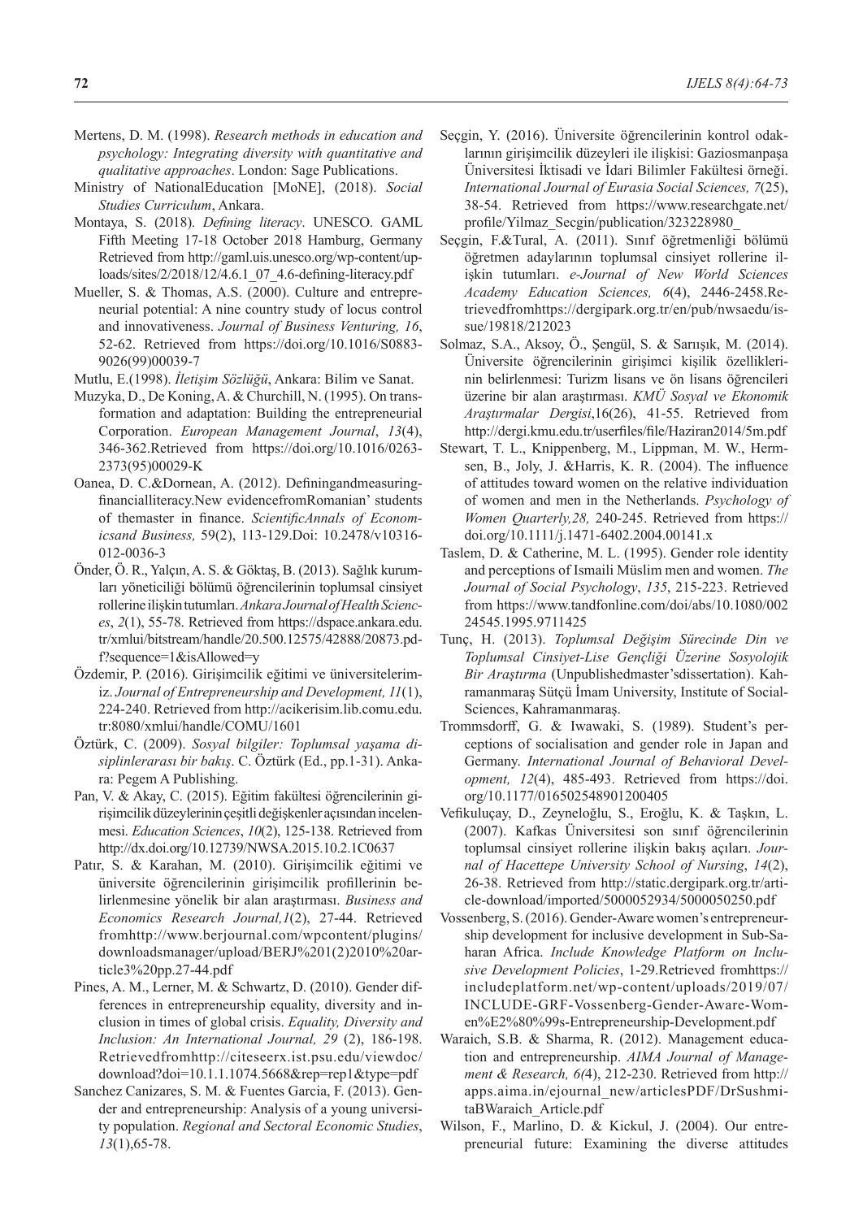Mertens, D. M. (1998). *Research methods in education and psychology: Integrating diversity with quantitative and qualitative approaches*. London: Sage Publications.

Ministry of NationalEducation [MoNE], (2018). *Social Studies Curriculum*, Ankara.

Montaya, S. (2018). *Defining literacy*. UNESCO. GAML Fifth Meeting 17-18 October 2018 Hamburg, Germany Retrieved from http://gaml.uis.unesco.org/wp-content/uploads/sites/2/2018/12/4.6.1_07_4.6-defining-literacy.pdf

Mueller, S. & Thomas, A.S. (2000). Culture and entrepreneurial potential: A nine country study of locus control and innovativeness. *Journal of Business Venturing, 16*, 52-62. Retrieved from https://doi.org/10.1016/S0883-9026(99)00039-7

Mutlu, E.(1998). *İletişim Sözlüğü*, Ankara: Bilim ve Sanat.

Muzyka, D., De Koning, A. & Churchill, N. (1995). On transformation and adaptation: Building the entrepreneurial Corporation. *European Management Journal*, *13*(4), 346-362.Retrieved from https://doi.org/10.1016/0263-2373(95)00029-K

Oanea, D. C.&Dornean, A. (2012). Definingandmeasuringfinancialliteracy.New evidencefromRomanian' students of themaster in finance. *ScientificAnnals of Economicsand Business,* 59(2), 113-129.Doi: 10.2478/v10316-012-0036-3

Önder, Ö. R., Yalçın, A. S. & Göktaş, B. (2013). Sağlık kurumları yöneticiliği bölümü öğrencilerinin toplumsal cinsiyet rollerine ilişkin tutumları. *Ankara Journal of Health Sciences*, *2*(1), 55-78. Retrieved from https://dspace.ankara.edu.tr/xmlui/bitstream/handle/20.500.12575/42888/20873.pdf?sequence=1&isAllowed=y

Özdemir, P. (2016). Girişimcilik eğitimi ve üniversitelerimiz. *Journal of Entrepreneurship and Development, 11*(1), 224-240. Retrieved from http://acikerisim.lib.comu.edu.tr:8080/xmlui/handle/COMU/1601

Öztürk, C. (2009). *Sosyal bilgiler: Toplumsal yaşama disiplinlerarası bir bakış*. C. Öztürk (Ed., pp.1-31). Ankara: Pegem A Publishing.

Pan, V. & Akay, C. (2015). Eğitim fakültesi öğrencilerinin girişimcilik düzeylerinin çeşitli değişkenler açısından incelenmesi. *Education Sciences*, *10*(2), 125-138. Retrieved from http://dx.doi.org/10.12739/NWSA.2015.10.2.1C0637

Patır, S. & Karahan, M. (2010). Girişimcilik eğitimi ve üniversite öğrencilerinin girişimcilik profillerinin belirlenmesine yönelik bir alan araştırması. *Business and Economics Research Journal,1*(2), 27-44. Retrieved fromhttp://www.berjournal.com/wpcontent/plugins/downloadsmanager/upload/BERJ%201(2)2010%20article3%20pp.27-44.pdf

Pines, A. M., Lerner, M. & Schwartz, D. (2010). Gender differences in entrepreneurship equality, diversity and inclusion in times of global crisis. *Equality, Diversity and Inclusion: An International Journal, 29* (2), 186-198. Retrievedfromhttp://citeseerx.ist.psu.edu/viewdoc/download?doi=10.1.1.1074.5668&rep=rep1&type=pdf

Sanchez Canizares, S. M. & Fuentes Garcia, F. (2013). Gender and entrepreneurship: Analysis of a young university population. *Regional and Sectoral Economic Studies*, *13*(1),65-78.

Seçgin, Y. (2016). Üniversite öğrencilerinin kontrol odaklarının girişimcilik düzeyleri ile ilişkisi: Gaziosmanpaşa Üniversitesi İktisadi ve İdari Bilimler Fakültesi örneği. *International Journal of Eurasia Social Sciences, 7*(25), 38-54. Retrieved from https://www.researchgate.net/profile/Yilmaz_Secgin/publication/323228980_

Seçgin, F.&Tural, A. (2011). Sınıf öğretmenliği bölümü öğretmen adaylarının toplumsal cinsiyet rollerine ilişkin tutumları. *e-Journal of New World Sciences Academy Education Sciences, 6*(4), 2446-2458.Retrievedfromhttps://dergipark.org.tr/en/pub/nwsaedu/issue/19818/212023

Solmaz, S.A., Aksoy, Ö., Şengül, S. & Sarıışık, M. (2014). Üniversite öğrencilerinin girişimci kişilik özelliklerinin belirlenmesi: Turizm lisans ve ön lisans öğrencileri üzerine bir alan araştırması. *KMÜ Sosyal ve Ekonomik Araştırmalar Dergisi*,16(26), 41-55. Retrieved from http://dergi.kmu.edu.tr/userfiles/file/Haziran2014/5m.pdf

Stewart, T. L., Knippenberg, M., Lippman, M. W., Hermsen, B., Joly, J. &Harris, K. R. (2004). The influence of attitudes toward women on the relative individuation of women and men in the Netherlands. *Psychology of Women Quarterly,28,* 240-245. Retrieved from https://doi.org/10.1111/j.1471-6402.2004.00141.x

Taslem, D. & Catherine, M. L. (1995). Gender role identity and perceptions of Ismaili Müslim men and women. *The Journal of Social Psychology*, *135*, 215-223. Retrieved from https://www.tandfonline.com/doi/abs/10.1080/00224545.1995.9711425

Tunç, H. (2013). *Toplumsal Değişim Sürecinde Din ve Toplumsal Cinsiyet-Lise Gençliği Üzerine Sosyolojik Bir Araştırma* (Unpublishedmaster'sdissertation). Kahramanmaraş Sütçü İmam University, Institute of Social-Sciences, Kahramanmaraş.

Trommsdorff, G. & Iwawaki, S. (1989). Student's perceptions of socialisation and gender role in Japan and Germany. *International Journal of Behavioral Development, 12*(4), 485-493. Retrieved from https://doi.org/10.1177/016502548901200405

Vefikuluçay, D., Zeyneloğlu, S., Eroğlu, K. & Taşkın, L. (2007). Kafkas Üniversitesi son sınıf öğrencilerinin toplumsal cinsiyet rollerine ilişkin bakış açıları. *Journal of Hacettepe University School of Nursing*, *14*(2), 26-38. Retrieved from http://static.dergipark.org.tr/article-download/imported/5000052934/5000050250.pdf

Vossenberg, S. (2016). Gender-Aware women's entrepreneurship development for inclusive development in Sub-Saharan Africa. *Include Knowledge Platform on Inclusive Development Policies*, 1-29.Retrieved fromhttps://includeplatform.net/wp-content/uploads/2019/07/INCLUDE-GRF-Vossenberg-Gender-Aware-Women%E2%80%99s-Entrepreneurship-Development.pdf

Waraich, S.B. & Sharma, R. (2012). Management education and entrepreneurship. *AIMA Journal of Management & Research, 6(*4), 212-230. Retrieved from http://apps.aima.in/ejournal_new/articlesPDF/DrSushmitaBWaraich_Article.pdf

Wilson, F., Marlino, D. & Kickul, J. (2004). Our entrepreneurial future: Examining the diverse attitudes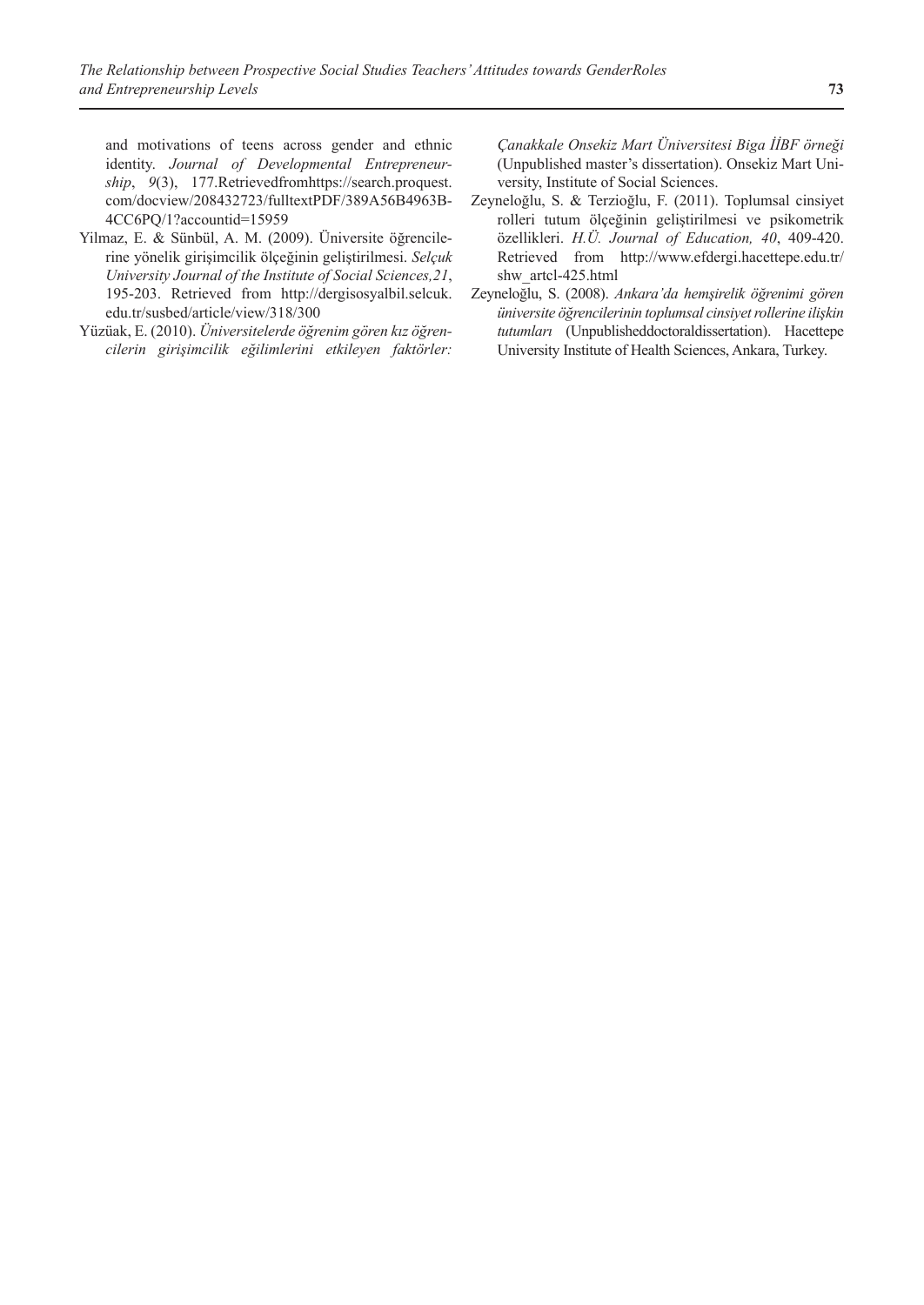and motivations of teens across gender and ethnic identity. *Journal of Developmental Entrepreneurship*, *9*(3), 177.Retrievedfromhttps://search.proquest.com/docview/208432723/fulltextPDF/389A56B4963B-4CC6PQ/1?accountid=15959

Yilmaz, E. & Sünbül, A. M. (2009). Üniversite öğrencilerine yönelik girişimcilik ölçeğinin geliştirilmesi. *Selçuk University Journal of the Institute of Social Sciences,21*, 195-203. Retrieved from http://dergisosyalbil.selcuk.edu.tr/susbed/article/view/318/300

Yüzüak, E. (2010). *Üniversitelerde öğrenim gören kız öğrencilerin girişimcilik eğilimlerini etkileyen faktörler: Çanakkale Onsekiz Mart Üniversitesi Biga İİBF örneği* (Unpublished master's dissertation). Onsekiz Mart University, Institute of Social Sciences.

Zeyneloğlu, S. & Terzioğlu, F. (2011). Toplumsal cinsiyet rolleri tutum ölçeğinin geliştirilmesi ve psikometrik özellikleri. *H.Ü. Journal of Education, 40*, 409-420. Retrieved from http://www.efdergi.hacettepe.edu.tr/shw_artcl-425.html

Zeyneloğlu, S. (2008). *Ankara'da hemşirelik öğrenimi gören üniversite öğrencilerinin toplumsal cinsiyet rollerine ilişkin tutumları* (Unpublisheddoctoraldissertation). Hacettepe University Institute of Health Sciences, Ankara, Turkey.